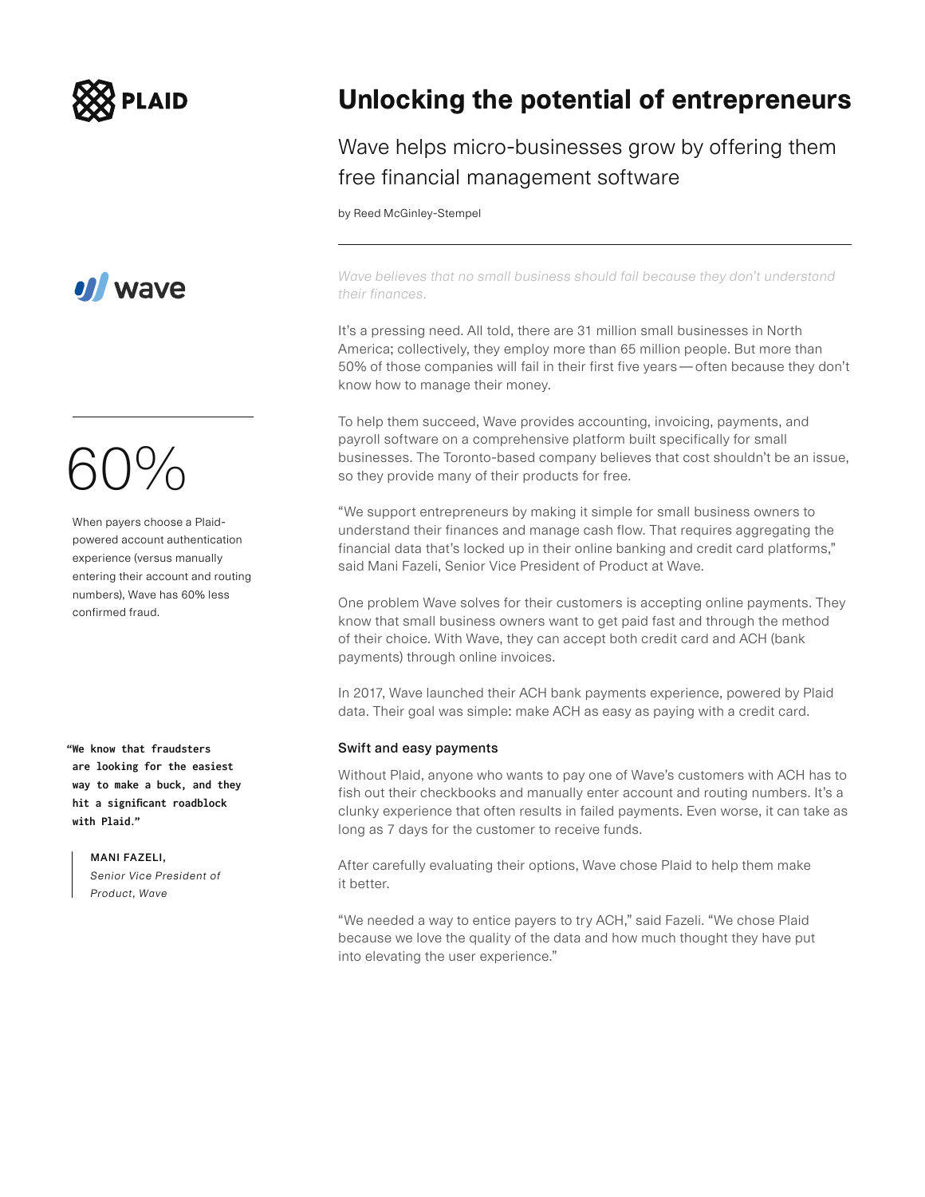PLAID

# Unlocking the potential of entrepreneurs

## Wave helps micro-businesses grow by offering them free financial management software

by Reed McGinley-Stempel

wave

*Wave believes that no small business should fail because they don't understand their finances.*

It's a pressing need. All told, there are 31 million small businesses in North America; collectively, they employ more than 65 million people. But more than 50% of those companies will fail in their first five years — often because they don't know how to manage their money.

To help them succeed, Wave provides accounting, invoicing, payments, and payroll software on a comprehensive platform built specifically for small businesses. The Toronto-based company believes that cost shouldn't be an issue, so they provide many of their products for free.

"We support entrepreneurs by making it simple for small business owners to understand their finances and manage cash flow. That requires aggregating the financial data that's locked up in their online banking and credit card platforms," said Mani Fazeli, Senior Vice President of Product at Wave.

One problem Wave solves for their customers is accepting online payments. They know that small business owners want to get paid fast and through the method of their choice. With Wave, they can accept both credit card and ACH (bank payments) through online invoices.

In 2017, Wave launched their ACH bank payments experience, powered by Plaid data. Their goal was simple: make ACH as easy as paying with a credit card.

60%

When payers choose a Plaid-powered account authentication experience (versus manually entering their account and routing numbers), Wave has 60% less confirmed fraud.

**"We know that fraudsters are looking for the easiest way to make a buck, and they hit a significant roadblock with Plaid."**

MANI FAZELI,
*Senior Vice President of Product, Wave*

### Swift and easy payments

Without Plaid, anyone who wants to pay one of Wave's customers with ACH has to fish out their checkbooks and manually enter account and routing numbers. It's a clunky experience that often results in failed payments. Even worse, it can take as long as 7 days for the customer to receive funds.

After carefully evaluating their options, Wave chose Plaid to help them make it better.

"We needed a way to entice payers to try ACH," said Fazeli. "We chose Plaid because we love the quality of the data and how much thought they have put into elevating the user experience."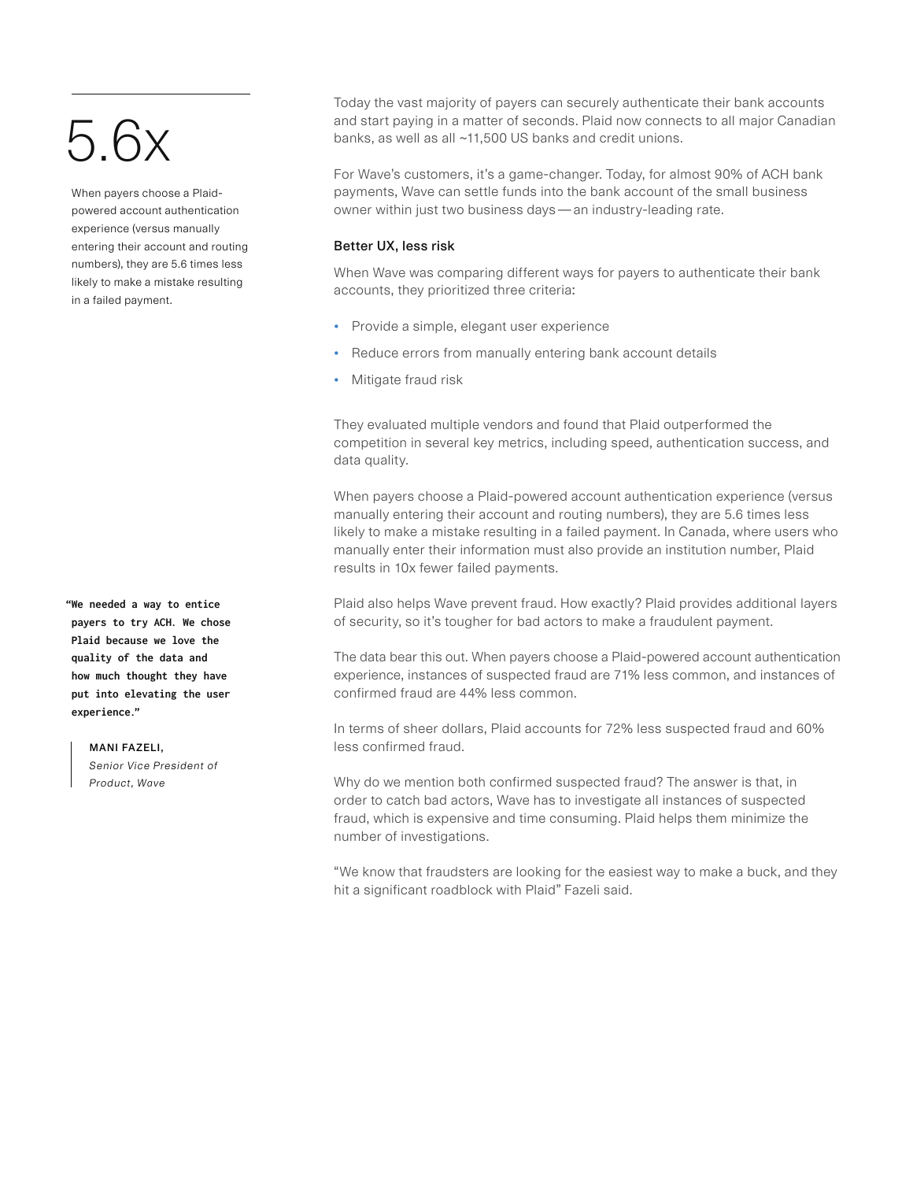# 5.6x

When payers choose a Plaid-powered account authentication experience (versus manually entering their account and routing numbers), they are 5.6 times less likely to make a mistake resulting in a failed payment.

Today the vast majority of payers can securely authenticate their bank accounts and start paying in a matter of seconds. Plaid now connects to all major Canadian banks, as well as all ~11,500 US banks and credit unions.

For Wave's customers, it's a game-changer. Today, for almost 90% of ACH bank payments, Wave can settle funds into the bank account of the small business owner within just two business days — an industry-leading rate.

### Better UX, less risk

When Wave was comparing different ways for payers to authenticate their bank accounts, they prioritized three criteria:

- Provide a simple, elegant user experience
- Reduce errors from manually entering bank account details
- Mitigate fraud risk

They evaluated multiple vendors and found that Plaid outperformed the competition in several key metrics, including speed, authentication success, and data quality.

When payers choose a Plaid-powered account authentication experience (versus manually entering their account and routing numbers), they are 5.6 times less likely to make a mistake resulting in a failed payment. In Canada, where users who manually enter their information must also provide an institution number, Plaid results in 10x fewer failed payments.

**"We needed a way to entice payers to try ACH. We chose Plaid because we love the quality of the data and how much thought they have put into elevating the user experience."**

MANI FAZELI,
*Senior Vice President of Product, Wave*

Plaid also helps Wave prevent fraud. How exactly? Plaid provides additional layers of security, so it's tougher for bad actors to make a fraudulent payment.

The data bear this out. When payers choose a Plaid-powered account authentication experience, instances of suspected fraud are 71% less common, and instances of confirmed fraud are 44% less common.

In terms of sheer dollars, Plaid accounts for 72% less suspected fraud and 60% less confirmed fraud.

Why do we mention both confirmed suspected fraud? The answer is that, in order to catch bad actors, Wave has to investigate all instances of suspected fraud, which is expensive and time consuming. Plaid helps them minimize the number of investigations.

"We know that fraudsters are looking for the easiest way to make a buck, and they hit a significant roadblock with Plaid" Fazeli said.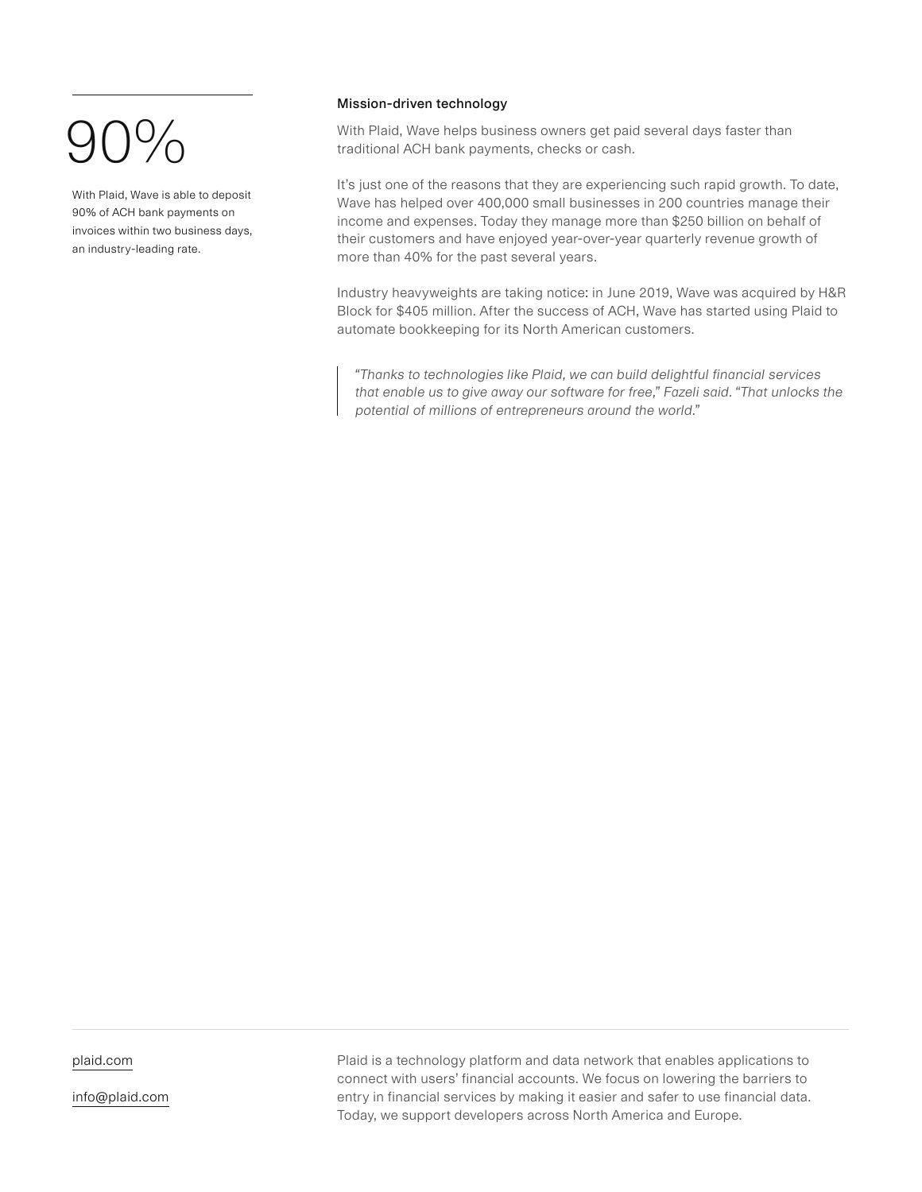90%

With Plaid, Wave is able to deposit 90% of ACH bank payments on invoices within two business days, an industry-leading rate.

### Mission-driven technology

With Plaid, Wave helps business owners get paid several days faster than traditional ACH bank payments, checks or cash.

It's just one of the reasons that they are experiencing such rapid growth. To date, Wave has helped over 400,000 small businesses in 200 countries manage their income and expenses. Today they manage more than $250 billion on behalf of their customers and have enjoyed year-over-year quarterly revenue growth of more than 40% for the past several years.

Industry heavyweights are taking notice: in June 2019, Wave was acquired by H&R Block for $405 million. After the success of ACH, Wave has started using Plaid to automate bookkeeping for its North American customers.

> *"Thanks to technologies like Plaid, we can build delightful financial services that enable us to give away our software for free," Fazeli said. "That unlocks the potential of millions of entrepreneurs around the world."*

---

plaid.com

info@plaid.com

Plaid is a technology platform and data network that enables applications to connect with users' financial accounts. We focus on lowering the barriers to entry in financial services by making it easier and safer to use financial data. Today, we support developers across North America and Europe.